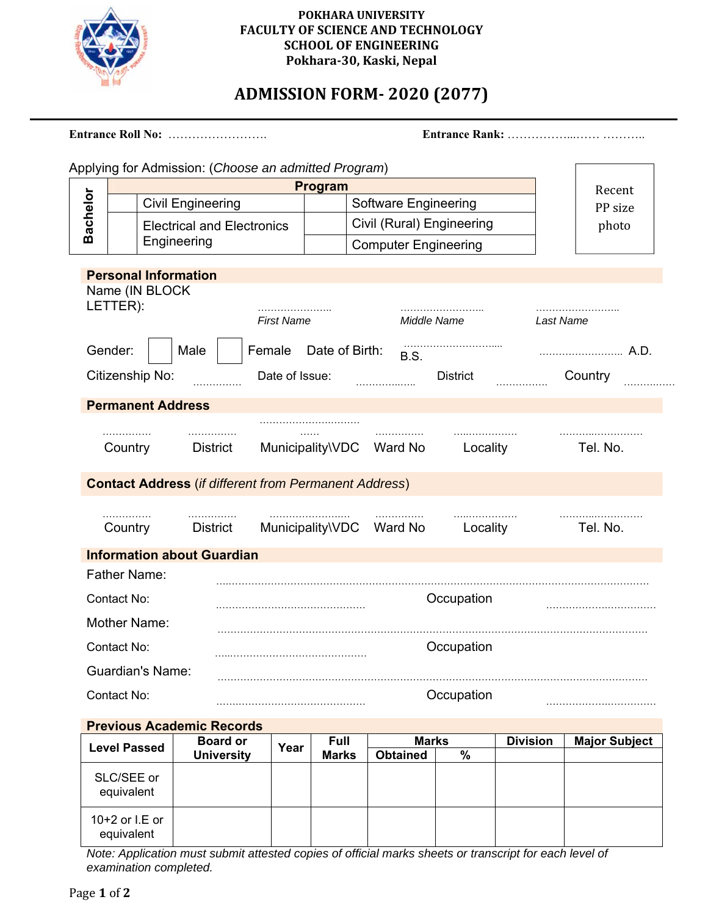**POKHARA UNIVERSITY**
**FACULTY OF SCIENCE AND TECHNOLOGY**
**SCHOOL OF ENGINEERING**
**Pokhara-30, Kaski, Nepal**

# ADMISSION FORM- 2020 (2077)

**Entrance Roll No:** …………………….   **Entrance Rank:** ……………..…… ………..

Applying for Admission: (*Choose an admitted Program*)

| | Program | | |
|---|---|---|---|
| **Bachelor** | | Civil Engineering | | Software Engineering |
| | | Electrical and Electronics Engineering | | Civil (Rural) Engineering |
| | | | | Computer Engineering |

Recent PP size photo

## Personal Information

Name (IN BLOCK LETTER): …………………. *First Name* ……………………. *Middle Name* ……………………. *Last Name*

Gender: ☐ Male ☐ Female   Date of Birth: …………………………... B.S. ……………………. A.D.

Citizenship No: ……………   Date of Issue: ……………….   District …………….   Country …………….

## Permanent Address

| …………… | …………… | ………………………… …… | …………… | ……………… | ……………………… |
|---|---|---|---|---|---|
| Country | District | Municipality\VDC | Ward No | Locality | Tel. No. |

## Contact Address (*if different from Permanent Address*)

| …………… | …………… | ……………………. | …………… | ……………… | ……………………… |
|---|---|---|---|---|---|
| Country | District | Municipality\VDC | Ward No | Locality | Tel. No. |

## Information about Guardian

Father Name: ………………………………………………………………………………………………………………

Contact No: ………………………………………   Occupation ……………………………

Mother Name: ………………………………………………………………………………………………………………

Contact No: ………………………………………   Occupation

Guardian's Name: ………………………………………………………………………………………………………………

Contact No: ………………………………………   Occupation ……………………………

## Previous Academic Records

| Level Passed | Board or University | Year | Full Marks | Marks | | Division | Major Subject |
|---|---|---|---|---|---|---|---|
| | | | | Obtained | % | | |
| SLC/SEE or equivalent | | | | | | | |
| 10+2 or I.E or equivalent | | | | | | | |

*Note: Application must submit attested copies of official marks sheets or transcript for each level of examination completed.*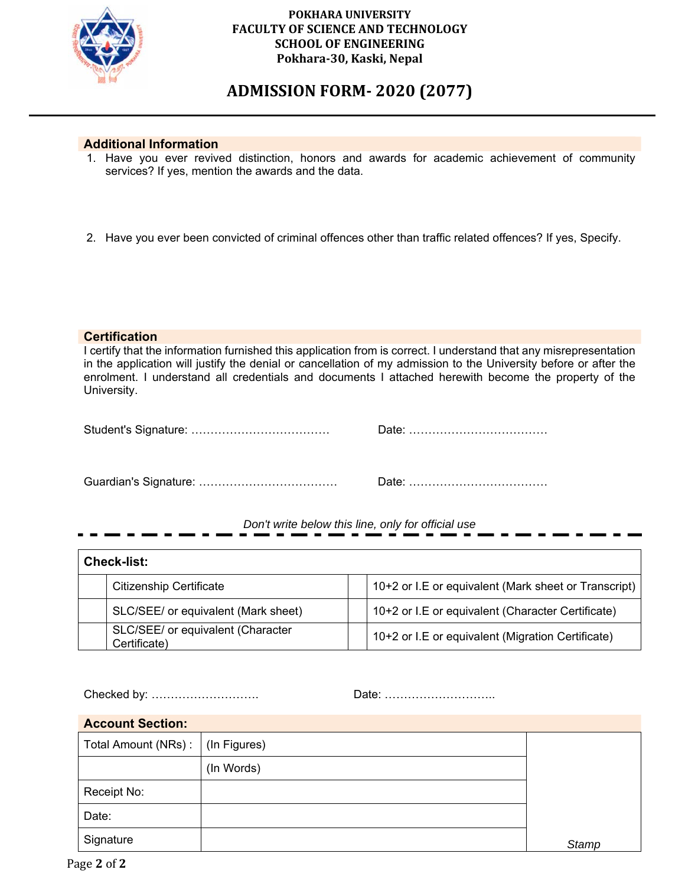**POKHARA UNIVERSITY**
**FACULTY OF SCIENCE AND TECHNOLOGY**
**SCHOOL OF ENGINEERING**
**Pokhara-30, Kaski, Nepal**

# ADMISSION FORM- 2020 (2077)

## Additional Information

1. Have you ever revived distinction, honors and awards for academic achievement of community services? If yes, mention the awards and the data.

2. Have you ever been convicted of criminal offences other than traffic related offences? If yes, Specify.

## Certification

I certify that the information furnished this application from is correct. I understand that any misrepresentation in the application will justify the denial or cancellation of my admission to the University before or after the enrolment. I understand all credentials and documents I attached herewith become the property of the University.

Student's Signature: ……………………………… Date: ………………………………

Guardian's Signature: ……………………………… Date: ………………………………

*Don't write below this line, only for official use*

| Check-list: | | | |
|---|---|---|---|
| | Citizenship Certificate | | 10+2 or I.E or equivalent (Mark sheet or Transcript) |
| | SLC/SEE/ or equivalent (Mark sheet) | | 10+2 or I.E or equivalent (Character Certificate) |
| | SLC/SEE/ or equivalent (Character Certificate) | | 10+2 or I.E or equivalent (Migration Certificate) |

Checked by: ………………………. Date: ………………………..

## Account Section:

| | | |
|---|---|---|
| Total Amount (NRs) : | (In Figures) | |
| | (In Words) | |
| Receipt No: | | |
| Date: | | |
| Signature | | *Stamp* |